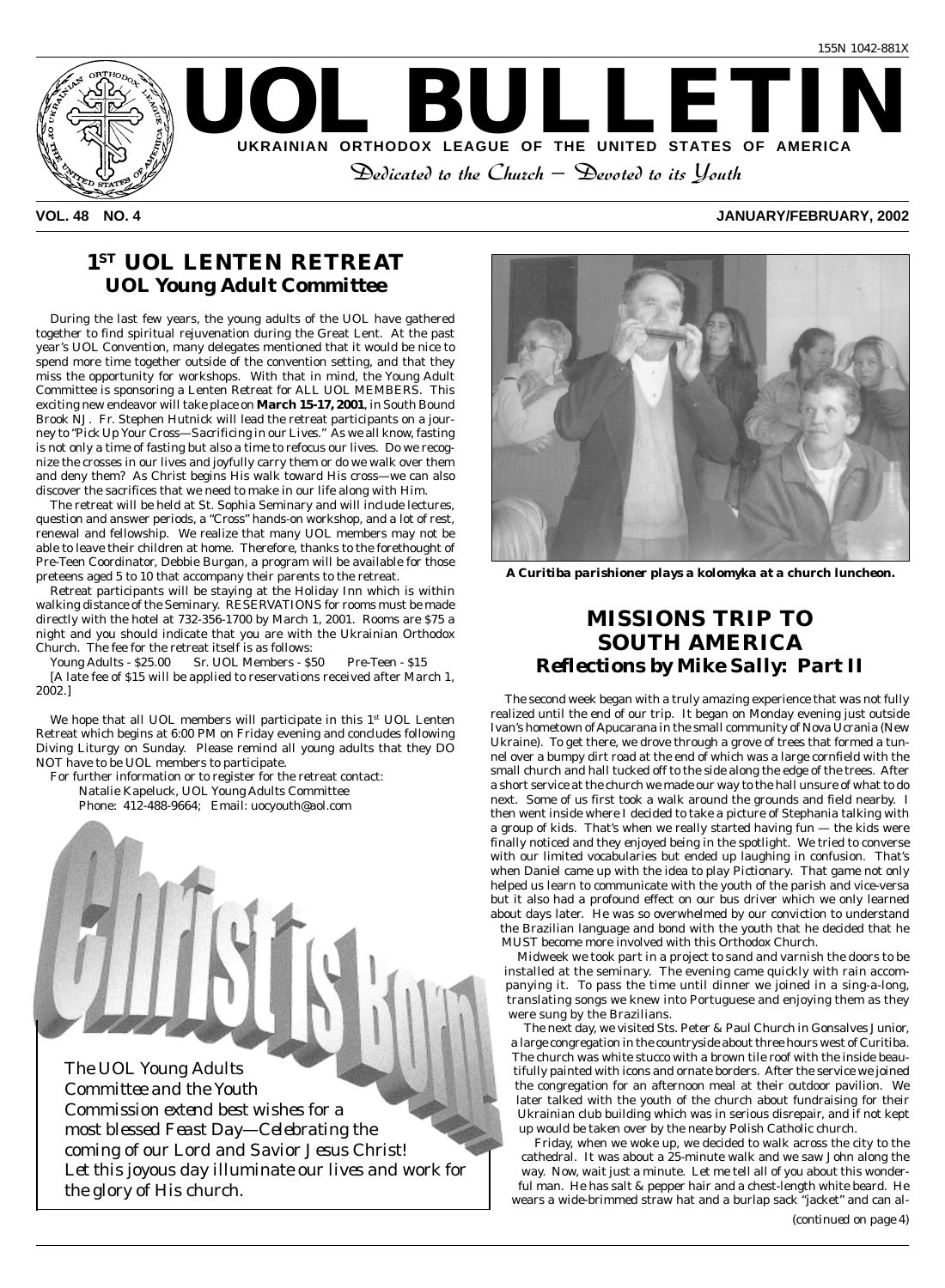ISSN 1042-881X

# UOL BULLETIN

**UKRAINIAN ORTHODOX LEAGUE OF THE UNITED STATES OF AMERICA**

*Dedicated to the Church – Devoted to its Youth*

**VOL. 48 NO. 4** **JANUARY/FEBRUARY, 2002**

## 1ST UOL LENTEN RETREAT
### UOL Young Adult Committee

During the last few years, the young adults of the UOL have gathered together to find spiritual rejuvenation during the Great Lent. At the past year's UOL Convention, many delegates mentioned that it would be nice to spend more time together outside of the convention setting, and that they miss the opportunity for workshops. With that in mind, the Young Adult Committee is sponsoring a Lenten Retreat for ALL UOL MEMBERS. This exciting new endeavor will take place on **March 15-17, 2001**, in South Bound Brook NJ. Fr. Stephen Hutnick will lead the retreat participants on a journey to "Pick Up Your Cross—Sacrificing in our Lives." As we all know, fasting is not only a time of fasting but also a time to refocus our lives. Do we recognize the crosses in our lives and joyfully carry them or do we walk over them and deny them? As Christ begins His walk toward His cross—we can also discover the sacrifices that we need to make in our life along with Him.

The retreat will be held at St. Sophia Seminary and will include lectures, question and answer periods, a "Cross" hands-on workshop, and a lot of rest, renewal and fellowship. We realize that many UOL members may not be able to leave their children at home. Therefore, thanks to the forethought of Pre-Teen Coordinator, Debbie Burgan, a program will be available for those preteens aged 5 to 10 that accompany their parents to the retreat.

Retreat participants will be staying at the Holiday Inn which is within walking distance of the Seminary. RESERVATIONS for rooms must be made directly with the hotel at 732-356-1700 by March 1, 2001. Rooms are $75 a night and you should indicate that you are with the Ukrainian Orthodox Church. The fee for the retreat itself is as follows:

Young Adults - $25.00 Sr. UOL Members - $50 Pre-Teen - $15

[A late fee of $15 will be applied to reservations received after March 1, 2002.]

We hope that all UOL members will participate in this 1st UOL Lenten Retreat which begins at 6:00 PM on Friday evening and concludes following Diving Liturgy on Sunday. Please remind all young adults that they DO NOT have to be UOL members to participate.

For further information or to register for the retreat contact:

Natalie Kapeluck, UOL Young Adults Committee
Phone: 412-488-9664; Email: uocyouth@aol.com

## Christ is Born!

*The UOL Young Adults Committee and the Youth Commission extend best wishes for a most blessed Feast Day—Celebrating the coming of our Lord and Savior Jesus Christ! Let this joyous day illuminate our lives and work for the glory of His church.*

***A Curitiba parishioner plays a kolomyka at a church luncheon.***

## MISSIONS TRIP TO SOUTH AMERICA
### *Reflections by Mike Sally: Part II*

The second week began with a truly amazing experience that was not fully realized until the end of our trip. It began on Monday evening just outside Ivan's hometown of Apucarana in the small community of Nova Ucrania (New Ukraine). To get there, we drove through a grove of trees that formed a tunnel over a bumpy dirt road at the end of which was a large cornfield with the small church and hall tucked off to the side along the edge of the trees. After a short service at the church we made our way to the hall unsure of what to do next. Some of us first took a walk around the grounds and fields nearby. I then went inside where I decided to take a picture of Stephania talking with a group of kids. That's when we really started having fun — the kids were finally noticed and they enjoyed being in the spotlight. We tried to converse with our limited vocabularies but ended up laughing in confusion. That's when Daniel came up with the idea to play Pictionary. That game not only helped us learn to communicate with the youth of the parish and vice-versa but it also had a profound effect on our bus driver which we only learned about days later. He was so overwhelmed by our conviction to understand the Brazilian language and bond with the youth that he decided that he MUST become more involved with this Orthodox Church.

Midweek we took part in a project to sand and varnish the doors to be installed at the seminary. The evening came quickly with rain accompanying it. To pass the time until dinner we joined in a sing-a-long, translating songs we knew into Portuguese and enjoying them as they were sung by the Brazilians.

The next day, we visited Sts. Peter & Paul Church in Gonsalves Junior, a large congregation in the countryside about three hours west of Curitiba. The church was white stucco with a brown tile roof with the inside beautifully painted with icons and ornate borders. After the service we joined the congregation for an afternoon meal at their outdoor pavilion. We later talked with the youth of the church about fundraising for their Ukrainian club building which was in serious disrepair, and if not kept up would be taken over by the nearby Polish Catholic church.

Friday, when we woke up, we decided to walk across the city to the cathedral. It was about a 25-minute walk and we saw John along the way. Now, wait just a minute. Let me tell all of you about this wonderful man. He has salt & pepper hair and a chest-length white beard. He wears a wide-brimmed straw hat and a burlap sack "jacket" and can al-

*(continued on page 4)*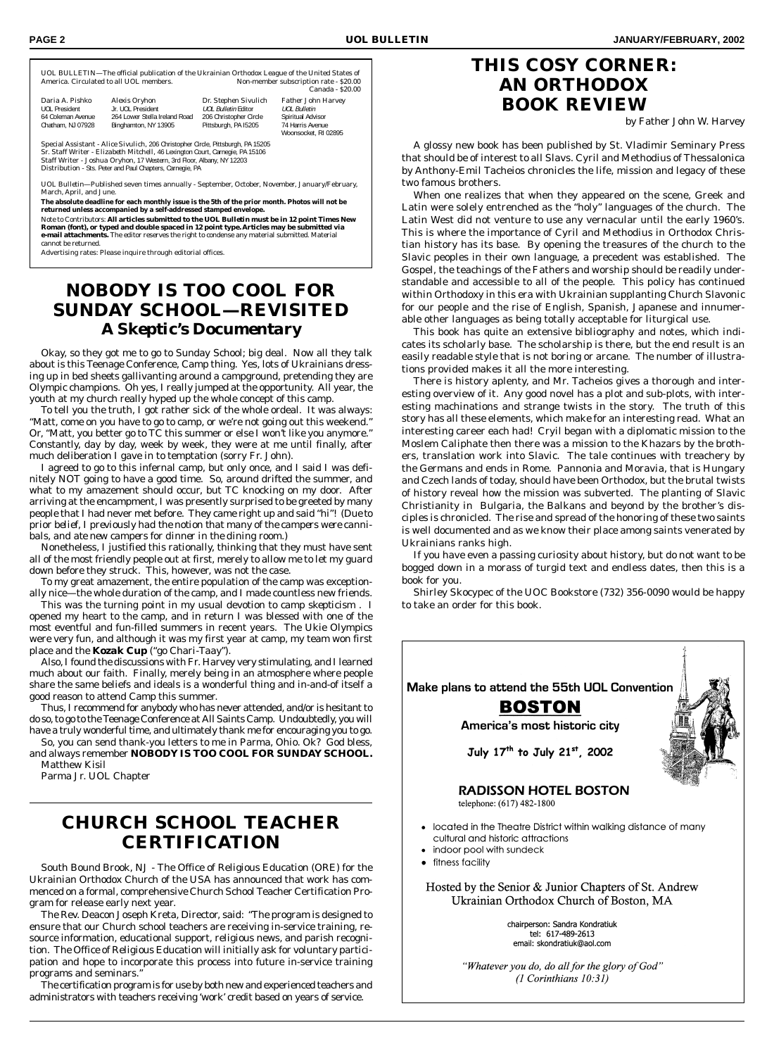UOL BULLETIN—The official publication of the Ukrainian Orthodox League of the United States of America. Circulated to all UOL members. Non-member subscription rate - $20.00 Canada - $20.00

| Daria A. Pishko | Alexis Oryhon | Dr. Stephen Sivulich | Father John Harvey |
|---|---|---|---|
| UOL President | Jr. UOL President | *UOL Bulletin* Editor | *UOL Bulletin* |
| 64 Coleman Avenue | 264 Lower Stella Ireland Road | 206 Christopher Circle | Spiritual Advisor |
| Chatham, NJ 07928 | Binghamton, NY 13905 | Pittsburgh, PA l5205 | 74 Harris Avenue |
| | | | Woonsocket, RI 02895 |

Special Assistant - Alice Sivulich, 206 Christopher Circle, Pittsburgh, PA 15205
Sr. Staff Writer - Elizabeth Mitchell, 46 Lexington Court, Carnegie, PA 15106
Staff Writer - Joshua Oryhon, 17 Western, 3rd Floor, Albany, NY 12203
Distribution - Sts. Peter and Paul Chapters, Carnegie, PA

UOL Bulletin—Published seven times annually - September, October, November, January/February, March, April, and June.

**The absolute deadline for each monthly issue is the 5th of the prior month. Photos will not be returned unless accompanied by a self-addressed stamped envelope.**

Note to Contributors: **All articles submitted to the UOL Bulletin must be in 12 point Times New Roman (font), or typed and double spaced in 12 point type. Articles may be submitted via e-mail attachments.** The editor reserves the right to condense any material submitted. Material cannot be returned.

Advertising rates: Please inquire through editorial offices.

# NOBODY IS TOO COOL FOR SUNDAY SCHOOL—REVISITED

## *A Skeptic's Documentary*

Okay, so they got me to go to Sunday School; big deal. Now all they talk about is this Teenage Conference, Camp thing. Yes, lots of Ukrainians dressing up in bed sheets gallivanting around a campground, pretending they are Olympic champions. Oh yes, I really jumped at the opportunity. All year, the youth at my church really hyped up the whole concept of this camp.

To tell you the truth, I got rather sick of the whole ordeal. It was always: "Matt, come on you have to go to camp, or we're not going out this weekend." Or, "Matt, you better go to TC this summer or else I won't like you anymore." Constantly, day by day, week by week, they were at me until finally, after much deliberation I gave in to temptation (sorry Fr. John).

I agreed to go to this infernal camp, but only once, and I said I was definitely NOT going to have a good time. So, around drifted the summer, and what to my amazement should occur, but TC knocking on my door. After arriving at the encampment, I was presently surprised to be greeted by many people that I had never met before. They came right up and said "hi"! *(Due to prior belief, I previously had the notion that many of the campers were cannibals, and ate new campers for dinner in the dining room.)*

Nonetheless, I justified this rationally, thinking that they must have sent all of the most friendly people out at first, merely to allow me to let my guard down before they struck. This, however, was not the case.

To my great amazement, the entire population of the camp was exceptionally nice—the whole duration of the camp, and I made countless new friends.

This was the turning point in my usual devotion to camp skepticism . I opened my heart to the camp, and in return I was blessed with one of the most eventful and fun-filled summers in recent years. The Ukie Olympics were very fun, and although it was my first year at camp, my team won first place and the **Kozak Cup** ("go Chari-Taay").

Also, I found the discussions with Fr. Harvey very stimulating, and I learned much about our faith. Finally, merely being in an atmosphere where people share the same beliefs and ideals is a wonderful thing and in-and-of itself a good reason to attend Camp this summer.

Thus, I recommend for anybody who has never attended, and/or is hesitant to do so, to go to the Teenage Conference at All Saints Camp. Undoubtedly, you will have a truly wonderful time, and ultimately thank me for encouraging you to go.

So, you can send thank-you letters to me in Parma, Ohio. Ok? God bless, and always remember **NOBODY IS TOO COOL FOR SUNDAY SCHOOL.**

Matthew Kisil
Parma Jr. UOL Chapter

# CHURCH SCHOOL TEACHER CERTIFICATION

South Bound Brook, NJ - The Office of Religious Education (ORE) for the Ukrainian Orthodox Church of the USA has announced that work has commenced on a formal, comprehensive Church School Teacher Certification Program for release early next year.

The Rev. Deacon Joseph Kreta, Director, said: "The program is designed to ensure that our Church school teachers are receiving in-service training, resource information, educational support, religious news, and parish recognition. The Office of Religious Education will initially ask for voluntary participation and hope to incorporate this process into future in-service training programs and seminars."

The certification program is for use by both new and experienced teachers and administrators with teachers receiving 'work' credit based on years of service.

# THIS COSY CORNER: AN ORTHODOX BOOK REVIEW

by Father John W. Harvey

A glossy new book has been published by St. Vladimir Seminary Press that should be of interest to all Slavs. Cyril and Methodius of Thessalonica by Anthony-Emil Tacheios chronicles the life, mission and legacy of these two famous brothers.

When one realizes that when they appeared on the scene, Greek and Latin were solely entrenched as the "holy" languages of the church. The Latin West did not venture to use any vernacular until the early 1960's. This is where the importance of Cyril and Methodius in Orthodox Christian history has its base. By opening the treasures of the church to the Slavic peoples in their own language, a precedent was established. The Gospel, the teachings of the Fathers and worship should be readily understandable and accessible to all of the people. This policy has continued within Orthodoxy in this era with Ukrainian supplanting Church Slavonic for our people and the rise of English, Spanish, Japanese and innumerable other languages as being totally acceptable for liturgical use.

This book has quite an extensive bibliography and notes, which indicates its scholarly base. The scholarship is there, but the end result is an easily readable style that is not boring or arcane. The number of illustrations provided makes it all the more interesting.

There is history aplenty, and Mr. Tacheios gives a thorough and interesting overview of it. Any good novel has a plot and sub-plots, with interesting machinations and strange twists in the story. The truth of this story has all these elements, which make for an interesting read. What an interesting career each had! Cryil began with a diplomatic mission to the Moslem Caliphate then there was a mission to the Khazars by the brothers, translation work into Slavic. The tale continues with treachery by the Germans and ends in Rome. Pannonia and Moravia, that is Hungary and Czech lands of today, should have been Orthodox, but the brutal twists of history reveal how the mission was subverted. The planting of Slavic Christianity in Bulgaria, the Balkans and beyond by the brother's disciples is chronicled. The rise and spread of the honoring of these two saints is well documented and as we know their place among saints venerated by Ukrainians ranks high.

If you have even a passing curiosity about history, but do not want to be bogged down in a morass of turgid text and endless dates, then this is a book for you.

Shirley Skocypec of the UOC Bookstore (732) 356-0090 would be happy to take an order for this book.

**Make plans to attend the 55th UOL Convention**

**BOSTON**

**America's most historic city**

**July 17th to July 21st, 2002**

**RADISSON HOTEL BOSTON**

telephone: (617) 482-1800

- located in the Theatre District within walking distance of many cultural and historic attractions
- indoor pool with sundeck
- fitness facility

Hosted by the Senior & Junior Chapters of St. Andrew Ukrainian Orthodox Church of Boston, MA

chairperson: Sandra Kondratiuk
tel: 617-489-2613
email: skondratiuk@aol.com

*"Whatever you do, do all for the glory of God" (1 Corinthians 10:31)*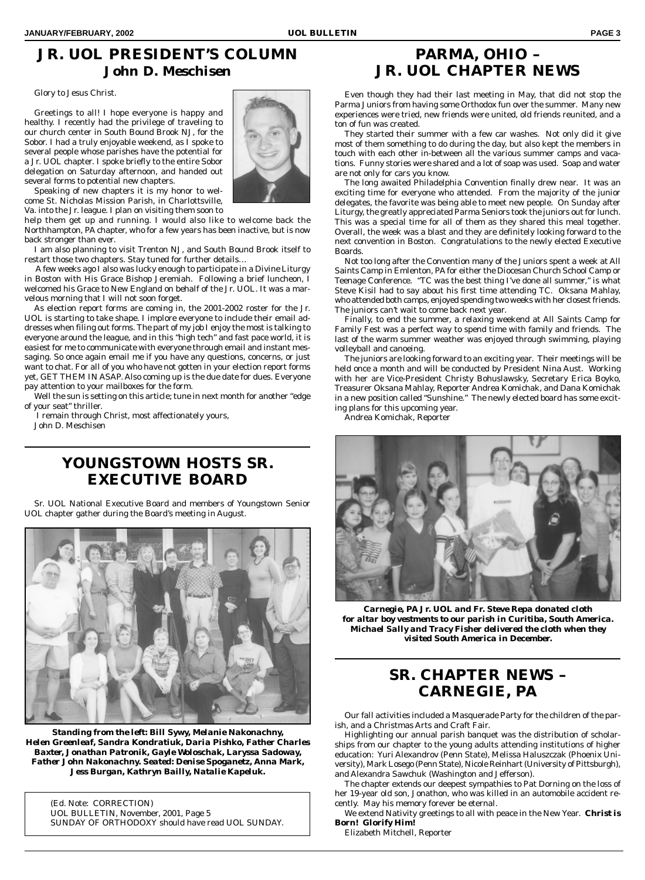# JR. UOL PRESIDENT'S COLUMN

## John D. Meschisen

Glory to Jesus Christ.

Greetings to all! I hope everyone is happy and healthy. I recently had the privilege of traveling to our church center in South Bound Brook NJ, for the Sobor. I had a truly enjoyable weekend, as I spoke to several people whose parishes have the potential for a Jr. UOL chapter. I spoke briefly to the entire Sobor delegation on Saturday afternoon, and handed out several forms to potential new chapters.

Speaking of new chapters it is my honor to welcome St. Nicholas Mission Parish, in Charlottsville, Va. into the Jr. league. I plan on visiting them soon to help them get up and running. I would also like to welcome back the Northhampton, PA chapter, who for a few years has been inactive, but is now back stronger than ever.

I am also planning to visit Trenton NJ, and South Bound Brook itself to restart those two chapters. Stay tuned for further details…

A few weeks ago I also was lucky enough to participate in a Divine Liturgy in Boston with His Grace Bishop Jeremiah. Following a brief luncheon, I welcomed his Grace to New England on behalf of the Jr. UOL. It was a marvelous morning that I will not soon forget.

As election report forms are coming in, the 2001-2002 roster for the Jr. UOL is starting to take shape. I implore everyone to include their email addresses when filing out forms. The part of my job I enjoy the most is talking to everyone around the league, and in this "high tech" and fast pace world, it is easiest for me to communicate with everyone through email and instant messaging. So once again email me if you have any questions, concerns, or just want to chat. For all of you who have not gotten in your election report forms yet, GET THEM IN ASAP. Also coming up is the due date for dues. Everyone pay attention to your mailboxes for the form.

Well the sun is setting on this article; tune in next month for another "edge of your seat" thriller.

I remain through Christ, most affectionately yours,

John D. Meschisen

# YOUNGSTOWN HOSTS SR. EXECUTIVE BOARD

Sr. UOL National Executive Board and members of Youngstown Senior UOL chapter gather during the Board's meeting in August.

**Standing from the left: Bill Sywy, Melanie Nakonachny, Helen Greenleaf, Sandra Kondratiuk, Daria Pishko, Father Charles Baxter, Jonathan Patronik, Gayle Woloschak, Laryssa Sadoway, Father John Nakonachny. Seated: Denise Spoganetz, Anna Mark, Jess Burgan, Kathryn Bailly, Natalie Kapeluk.**

(Ed. Note: CORRECTION)
UOL BULLETIN, November, 2001, Page 5
SUNDAY OF ORTHODOXY should have read UOL SUNDAY.

# PARMA, OHIO – JR. UOL CHAPTER NEWS

Even though they had their last meeting in May, that did not stop the Parma Juniors from having some Orthodox fun over the summer. Many new experiences were tried, new friends were united, old friends reunited, and a ton of fun was created.

They started their summer with a few car washes. Not only did it give most of them something to do during the day, but also kept the members in touch with each other in-between all the various summer camps and vacations. Funny stories were shared and a lot of soap was used. Soap and water are not only for cars you know.

The long awaited Philadelphia Convention finally drew near. It was an exciting time for everyone who attended. From the majority of the junior delegates, the favorite was being able to meet new people. On Sunday after Liturgy, the greatly appreciated Parma Seniors took the juniors out for lunch. This was a special time for all of them as they shared this meal together. Overall, the week was a blast and they are definitely looking forward to the next convention in Boston. Congratulations to the newly elected Executive Boards.

Not too long after the Convention many of the Juniors spent a week at All Saints Camp in Emlenton, PA for either the Diocesan Church School Camp or Teenage Conference. "TC was the best thing I've done all summer," is what Steve Kisil had to say about his first time attending TC. Oksana Mahlay, who attended both camps, enjoyed spending two weeks with her closest friends. The juniors can't wait to come back next year.

Finally, to end the summer, a relaxing weekend at All Saints Camp for Family Fest was a perfect way to spend time with family and friends. The last of the warm summer weather was enjoyed through swimming, playing volleyball and canoeing.

The juniors are looking forward to an exciting year. Their meetings will be held once a month and will be conducted by President Nina Aust. Working with her are Vice-President Christy Bohuslawsky, Secretary Erica Boyko, Treasurer Oksana Mahlay, Reporter Andrea Komichak, and Dana Komichak in a new position called "Sunshine." The newly elected board has some exciting plans for this upcoming year.

Andrea Komichak, Reporter

***Carnegie, PA Jr. UOL and Fr. Steve Repa donated cloth for altar boy vestments to our parish in Curitiba, South America. Michael Sally and Tracy Fisher delivered the cloth when they visited South America in December.***

# SR. CHAPTER NEWS – CARNEGIE, PA

Our fall activities included a Masquerade Party for the children of the parish, and a Christmas Arts and Craft Fair.

Highlighting our annual parish banquet was the distribution of scholarships from our chapter to the young adults attending institutions of higher education: Yuri Alexandrov (Penn State), Melissa Haluszczak (Phoenix University), Mark Losego (Penn State), Nicole Reinhart (University of Pittsburgh), and Alexandra Sawchuk (Washington and Jefferson).

The chapter extends our deepest sympathies to Pat Dorning on the loss of her 19-year old son, Jonathon, who was killed in an automobile accident recently. May his memory forever be eternal.

We extend Nativity greetings to all with peace in the New Year. **Christ is Born! Glorify Him!**

Elizabeth Mitchell, Reporter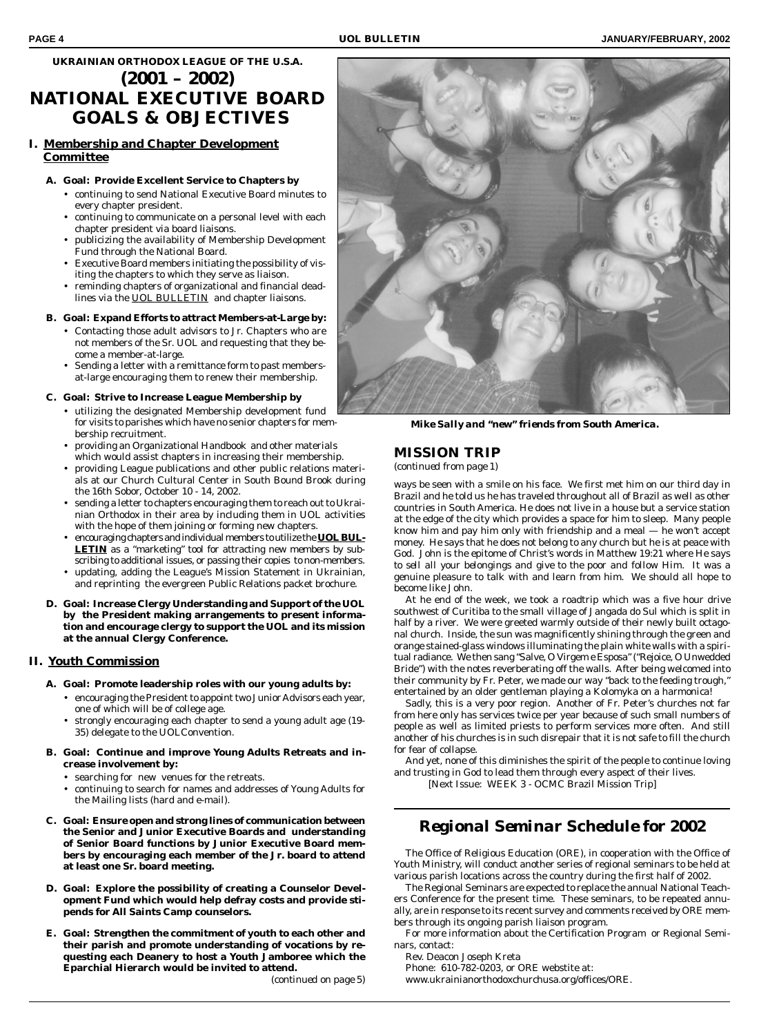UKRAINIAN ORTHODOX LEAGUE OF THE U.S.A.

# (2001 – 2002) NATIONAL EXECUTIVE BOARD GOALS & OBJECTIVES

## I. Membership and Chapter Development Committee

**A. Goal: Provide Excellent Service to Chapters by**

- continuing to send National Executive Board minutes to every chapter president.
- continuing to communicate on a personal level with each chapter president via board liaisons.
- publicizing the availability of Membership Development Fund through the National Board.
- Executive Board members initiating the possibility of visiting the chapters to which they serve as liaison.
- reminding chapters of organizational and financial deadlines via the UOL BULLETIN and chapter liaisons.

**B. Goal: Expand Efforts to attract Members-at-Large by:**

- Contacting those adult advisors to Jr. Chapters who are not members of the Sr. UOL and requesting that they become a member-at-large.
- Sending a letter with a remittance form to past members-at-large encouraging them to renew their membership.

**C. Goal: Strive to Increase League Membership by**

- utilizing the designated Membership development fund for visits to parishes which have no senior chapters for membership recruitment.
- providing an Organizational Handbook and other materials which would assist chapters in increasing their membership.
- providing League publications and other public relations materials at our Church Cultural Center in South Bound Brook during the 16th Sobor, October 10 - 14, 2002.
- sending a letter to chapters encouraging them to reach out to Ukrainian Orthodox in their area by including them in UOL activities with the hope of them joining or forming new chapters.
- encouraging chapters and individual members to utilize the **UOL BULLETIN** as a "marketing" tool for attracting new members by subscribing to additional issues, or passing their copies to non-members.
- updating, adding the League's Mission Statement in Ukrainian, and reprinting the evergreen Public Relations packet brochure.

**D. Goal: Increase Clergy Understanding and Support of the UOL by the President making arrangements to present information and encourage clergy to support the UOL and its mission at the annual Clergy Conference.**

## II. Youth Commission

**A. Goal: Promote leadership roles with our young adults by:**

- encouraging the President to appoint two Junior Advisors each year, one of which will be of college age.
- strongly encouraging each chapter to send a young adult age (19-35) delegate to the UOL Convention.

**B. Goal: Continue and improve Young Adults Retreats and increase involvement by:**

- searching for new venues for the retreats.
- continuing to search for names and addresses of Young Adults for the Mailing lists (hard and e-mail).

**C. Goal: Ensure open and strong lines of communication between the Senior and Junior Executive Boards and understanding of Senior Board functions by Junior Executive Board members by encouraging each member of the Jr. board to attend at least one Sr. board meeting.**

**D. Goal: Explore the possibility of creating a Counselor Development Fund which would help defray costs and provide stipends for All Saints Camp counselors.**

**E. Goal: Strengthen the commitment of youth to each other and their parish and promote understanding of vocations by requesting each Deanery to host a Youth Jamboree which the Eparchial Hierarch would be invited to attend.**

*(continued on page 5)*

***Mike Sally and "new" friends from South America.***

## MISSION TRIP

*(continued from page 1)*

ways be seen with a smile on his face. We first met him on our third day in Brazil and he told us he has traveled throughout all of Brazil as well as other countries in South America. He does not live in a house but a service station at the edge of the city which provides a space for him to sleep. Many people know him and pay him only with friendship and a meal — he won't accept money. He says that he does not belong to any church but he is at peace with God. John is the epitome of Christ's words in Matthew 19:21 where He says to sell all your belongings and give to the poor and follow Him. It was a genuine pleasure to talk with and learn from him. We should all hope to become like John.

At he end of the week, we took a roadtrip which was a five hour drive southwest of Curitiba to the small village of Jangada do Sul which is split in half by a river. We were greeted warmly outside of their newly built octagonal church. Inside, the sun was magnificently shining through the green and orange stained-glass windows illuminating the plain white walls with a spiritual radiance. We then sang "Salve, O Virgem e Esposa" ("Rejoice, O Unwedded Bride") with the notes reverberating off the walls. After being welcomed into their community by Fr. Peter, we made our way "back to the feeding trough," entertained by an older gentleman playing a Kolomyka on a harmonica!

Sadly, this is a very poor region. Another of Fr. Peter's churches not far from here only has services twice per year because of such small numbers of people as well as limited priests to perform services more often. And still another of his churches is in such disrepair that it is not safe to fill the church for fear of collapse.

And yet, none of this diminishes the spirit of the people to continue loving and trusting in God to lead them through every aspect of their lives.

[Next Issue: WEEK 3 - OCMC Brazil Mission Trip]

## *Regional Seminar Schedule for 2002*

The Office of Religious Education (ORE), in cooperation with the Office of Youth Ministry, will conduct another series of regional seminars to be held at various parish locations across the country during the first half of 2002.

The Regional Seminars are expected to replace the annual National Teachers Conference for the present time. These seminars, to be repeated annually, are in response to its recent survey and comments received by ORE members through its ongoing parish liaison program.

For more information about the Certification Program or Regional Seminars, contact:

Rev. Deacon Joseph Kreta
Phone: 610-782-0203, or ORE webstite at:
www.ukrainianorthodoxchurchusa.org/offices/ORE.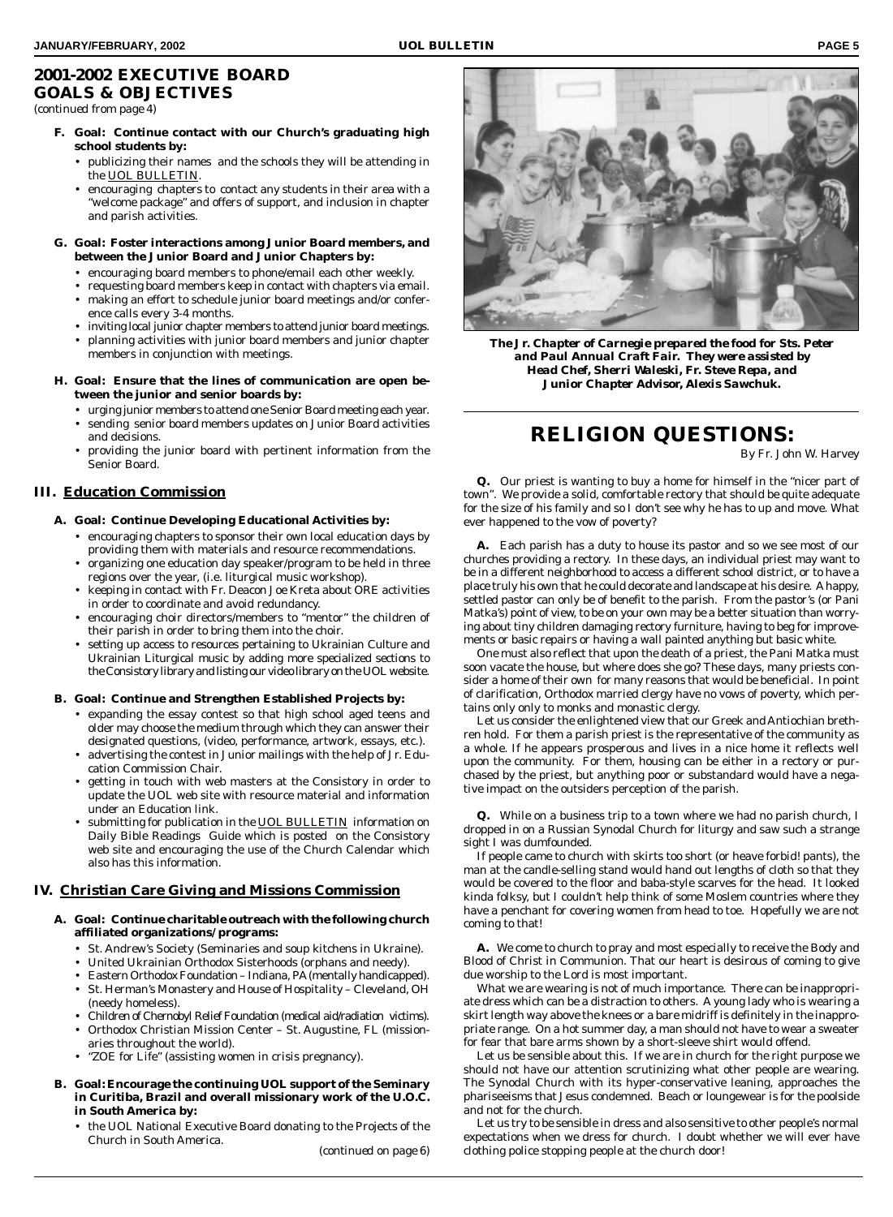## 2001-2002 EXECUTIVE BOARD GOALS & OBJECTIVES

(continued from page 4)

**F. Goal: Continue contact with our Church's graduating high school students by:**

- publicizing their names and the schools they will be attending in the UOL BULLETIN.
- encouraging chapters to contact any students in their area with a "welcome package" and offers of support, and inclusion in chapter and parish activities.

**G. Goal: Foster interactions among Junior Board members, and between the Junior Board and Junior Chapters by:**

- encouraging board members to phone/email each other weekly.
- requesting board members keep in contact with chapters via email.
- making an effort to schedule junior board meetings and/or conference calls every 3-4 months.
- inviting local junior chapter members to attend junior board meetings.
- planning activities with junior board members and junior chapter members in conjunction with meetings.

**H. Goal: Ensure that the lines of communication are open between the junior and senior boards by:**

- urging junior members to attend one Senior Board meeting each year.
- sending senior board members updates on Junior Board activities and decisions.
- providing the junior board with pertinent information from the Senior Board.

### III. Education Commission

**A. Goal: Continue Developing Educational Activities by:**

- encouraging chapters to sponsor their own local education days by providing them with materials and resource recommendations.
- organizing one education day speaker/program to be held in three regions over the year, (i.e. liturgical music workshop).
- keeping in contact with Fr. Deacon Joe Kreta about ORE activities in order to coordinate and avoid redundancy.
- encouraging choir directors/members to "mentor" the children of their parish in order to bring them into the choir.
- setting up access to resources pertaining to Ukrainian Culture and Ukrainian Liturgical music by adding more specialized sections to the Consistory library and listing our video library on the UOL website.

**B. Goal: Continue and Strengthen Established Projects by:**

- expanding the essay contest so that high school aged teens and older may choose the medium through which they can answer their designated questions, (video, performance, artwork, essays, etc.).
- advertising the contest in Junior mailings with the help of Jr. Education Commission Chair.
- getting in touch with web masters at the Consistory in order to update the UOL web site with resource material and information under an Education link.
- submitting for publication in the UOL BULLETIN information on Daily Bible Readings Guide which is posted on the Consistory web site and encouraging the use of the Church Calendar which also has this information.

### IV. Christian Care Giving and Missions Commission

**A. Goal: Continue charitable outreach with the following church affiliated organizations/programs:**

- St. Andrew's Society (Seminaries and soup kitchens in Ukraine).
- United Ukrainian Orthodox Sisterhoods (orphans and needy).
- Eastern Orthodox Foundation – Indiana, PA (mentally handicapped).
- St. Herman's Monastery and House of Hospitality – Cleveland, OH (needy homeless).
- Children of Chernobyl Relief Foundation (medical aid/radiation victims).
- Orthodox Christian Mission Center – St. Augustine, FL (missionaries throughout the world).
- "ZOE for Life" (assisting women in crisis pregnancy).

**B. Goal: Encourage the continuing UOL support of the Seminary in Curitiba, Brazil and overall missionary work of the U.O.C. in South America by:**

- the UOL National Executive Board donating to the Projects of the Church in South America.

(continued on page 6)

*The Jr. Chapter of Carnegie prepared the food for Sts. Peter and Paul Annual Craft Fair. They were assisted by Head Chef, Sherri Waleski, Fr. Steve Repa, and Junior Chapter Advisor, Alexis Sawchuk.*

## RELIGION QUESTIONS:

By Fr. John W. Harvey

**Q.** Our priest is wanting to buy a home for himself in the "nicer part of town". We provide a solid, comfortable rectory that should be quite adequate for the size of his family and so I don't see why he has to up and move. What ever happened to the vow of poverty?

**A.** Each parish has a duty to house its pastor and so we see most of our churches providing a rectory. In these days, an individual priest may want to be in a different neighborhood to access a different school district, or to have a place truly his own that he could decorate and landscape at his desire. A happy, settled pastor can only be of benefit to the parish. From the pastor's (or Pani Matka's) point of view, to be on your own may be a better situation than worrying about tiny children damaging rectory furniture, having to beg for improvements or basic repairs or having a wall painted anything but basic white.

One must also reflect that upon the death of a priest, the Pani Matka must soon vacate the house, but where does she go? These days, many priests consider a home of their own for many reasons that would be beneficial. In point of clarification, Orthodox married clergy have no vows of poverty, which pertains only only to monks and monastic clergy.

Let us consider the enlightened view that our Greek and Antiochian brethren hold. For them a parish priest is the representative of the community as a whole. If he appears prosperous and lives in a nice home it reflects well upon the community. For them, housing can be either in a rectory or purchased by the priest, but anything poor or substandard would have a negative impact on the outsiders perception of the parish.

**Q.** While on a business trip to a town where we had no parish church, I dropped in on a Russian Synodal Church for liturgy and saw such a strange sight I was dumfounded.

If people came to church with skirts too short (or heave forbid! pants), the man at the candle-selling stand would hand out lengths of cloth so that they would be covered to the floor and baba-style scarves for the head. It looked kinda folksy, but I couldn't help think of some Moslem countries where they have a penchant for covering women from head to toe. Hopefully we are not coming to that!

**A.** We come to church to pray and most especially to receive the Body and Blood of Christ in Communion. That our heart is desirous of coming to give due worship to the Lord is most important.

What we are wearing is not of much importance. There can be inappropriate dress which can be a distraction to others. A young lady who is wearing a skirt length way above the knees or a bare midriff is definitely in the inappropriate range. On a hot summer day, a man should not have to wear a sweater for fear that bare arms shown by a short-sleeve shirt would offend.

Let us be sensible about this. If we are in church for the right purpose we should not have our attention scrutinizing what other people are wearing. The Synodal Church with its hyper-conservative leaning, approaches the phariseeisms that Jesus condemned. Beach or loungewear is for the poolside and not for the church.

Let us try to be sensible in dress and also sensitive to other people's normal expectations when we dress for church. I doubt whether we will ever have clothing police stopping people at the church door!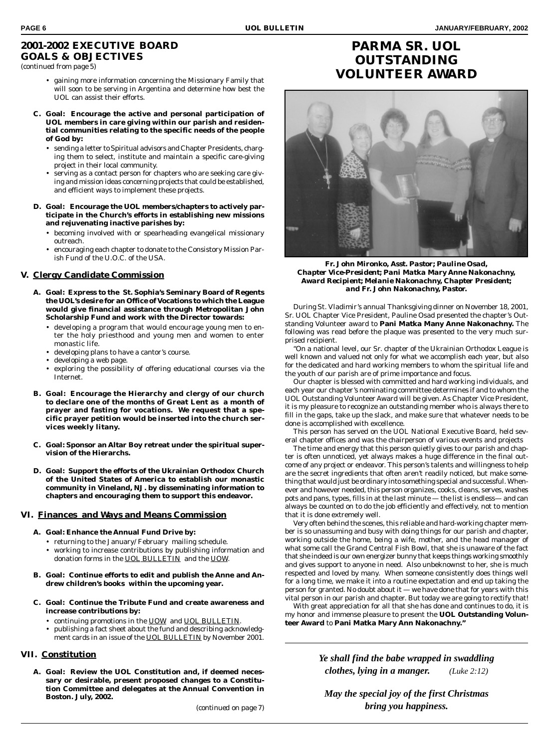## 2001-2002 EXECUTIVE BOARD GOALS & OBJECTIVES

*(continued from page 5)*

- gaining more information concerning the Missionary Family that will soon to be serving in Argentina and determine how best the UOL can assist their efforts.

**C. Goal: Encourage the active and personal participation of UOL members in care giving within our parish and residential communities relating to the specific needs of the people of God by:**

- sending a letter to Spiritual advisors and Chapter Presidents, charging them to select, institute and maintain a specific care-giving project in their local community.
- serving as a contact person for chapters who are seeking care giving and mission ideas concerning projects that could be established, and efficient ways to implement these projects.

**D. Goal: Encourage the UOL members/chapters to actively participate in the Church's efforts in establishing new missions and rejuvenating inactive parishes by:**

- becoming involved with or spearheading evangelical missionary outreach.
- encouraging each chapter to donate to the Consistory Mission Parish Fund of the U.O.C. of the USA.

### V. Clergy Candidate Commission

**A. Goal: Express to the St. Sophia's Seminary Board of Regents the UOL's desire for an Office of Vocations to which the League would give financial assistance through Metropolitan John Scholarship Fund and work with the Director towards:**

- developing a program that would encourage young men to enter the holy priesthood and young men and women to enter monastic life.
- developing plans to have a cantor's course.
- developing a web page.
- exploring the possibility of offering educational courses via the Internet.

**B. Goal: Encourage the Hierarchy and clergy of our church to declare one of the months of Great Lent as a month of prayer and fasting for vocations. We request that a specific prayer petition would be inserted into the church services weekly litany.**

**C. Goal: Sponsor an Altar Boy retreat under the spiritual supervision of the Hierarchs.**

**D. Goal: Support the efforts of the Ukrainian Orthodox Church of the United States of America to establish our monastic community in Vineland, NJ. by disseminating information to chapters and encouraging them to support this endeavor.**

### VI. Finances and Ways and Means Commission

**A. Goal: Enhance the Annual Fund Drive by:**

- returning to the January/February mailing schedule.
- working to increase contributions by publishing information and donation forms in the UOL BULLETIN and the UOW.

**B. Goal: Continue efforts to edit and publish the Anne and Andrew children's books within the upcoming year.**

**C. Goal: Continue the Tribute Fund and create awareness and increase contributions by:**

- continuing promotions in the UOW and UOL BULLETIN.
- publishing a fact sheet about the fund and describing acknowledgment cards in an issue of the UOL BULLETIN by November 2001.

### VII. Constitution

**A. Goal: Review the UOL Constitution and, if deemed necessary or desirable, present proposed changes to a Constitution Committee and delegates at the Annual Convention in Boston. July, 2002.**

*(continued on page 7)*

## PARMA SR. UOL OUTSTANDING VOLUNTEER AWARD

***Fr. John Mironko, Asst. Pastor; Pauline Osad, Chapter Vice-President; Pani Matka Mary Anne Nakonachny, Award Recipient; Melanie Nakonachny, Chapter President; and Fr. John Nakonachny, Pastor.***

During St. Vladimir's annual Thanksgiving dinner on November 18, 2001, Sr. UOL Chapter Vice President, Pauline Osad presented the chapter's Outstanding Volunteer award to **Pani Matka Many Anne Nakonachny.** The following was read before the plaque was presented to the very much surprised recipient.

"On a national level, our Sr. chapter of the Ukrainian Orthodox League is well known and valued not only for what we accomplish each year, but also for the dedicated and hard working members to whom the spiritual life and the youth of our parish are of prime importance and focus.

Our chapter is blessed with committed and hard working individuals, and each year our chapter's nominating committee determines if and to whom the UOL Outstanding Volunteer Award will be given. As Chapter Vice President, it is my pleasure to recognize an outstanding member who is always there to fill in the gaps, take up the slack, and make sure that whatever needs to be done is accomplished with excellence.

This person has served on the UOL National Executive Board, held several chapter offices and was the chairperson of various events and projects

The time and energy that this person quietly gives to our parish and chapter is often unnoticed, yet always makes a huge difference in the final outcome of any project or endeavor. This person's talents and willingness to help are the secret ingredients that often aren't readily noticed, but make something that would just be ordinary into something special and successful. Whenever and however needed, this person organizes, cooks, cleans, serves, washes pots and pans, types, fills in at the last minute — the list is endless— and can always be counted on to do the job efficiently and effectively, not to mention that it is done extremely well.

Very often behind the scenes, this reliable and hard-working chapter member is so unassuming and busy with doing things for our parish and chapter, working outside the home, being a wife, mother, and the head manager of what some call the Grand Central Fish Bowl, that she is unaware of the fact that she indeed is our own energizer bunny that keeps things working smoothly and gives support to anyone in need. Also unbeknownst to her, she is much respected and loved by many. When someone consistently does things well for a long time, we make it into a routine expectation and end up taking the person for granted. No doubt about it — we have done that for years with this vital person in our parish and chapter. But today we are going to rectify that!

With great appreciation for all that she has done and continues to do, it is my honor and immense pleasure to present the **UOL Outstanding Volunteer Award** to **Pani Matka Mary Ann Nakonachny."**

***Ye shall find the babe wrapped in swaddling clothes, lying in a manger.*** *(Luke 2:12)*

***May the special joy of the first Christmas bring you happiness.***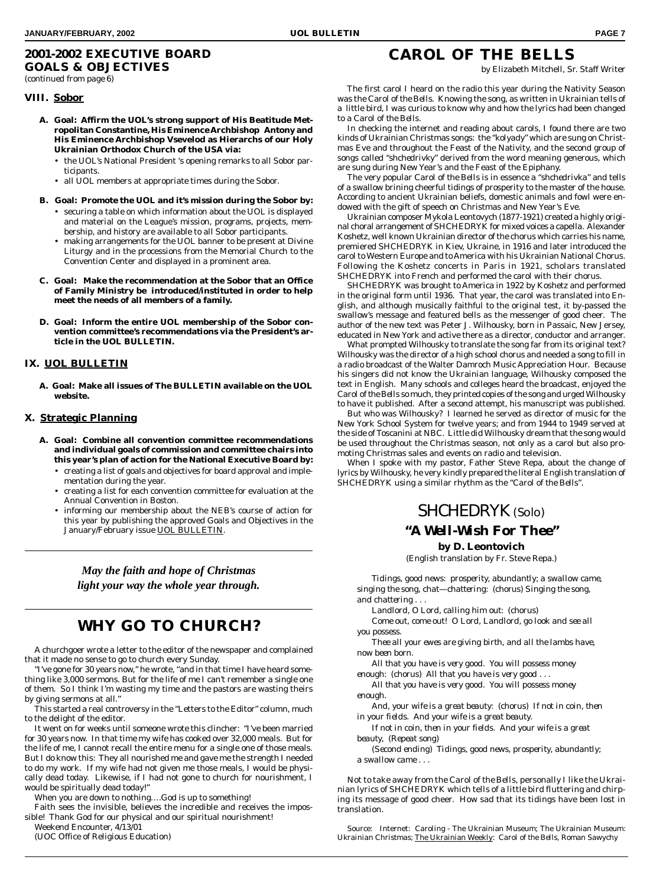## 2001-2002 EXECUTIVE BOARD GOALS & OBJECTIVES

*(continued from page 6)*

### VIII. Sobor

**A. Goal: Affirm the UOL's strong support of His Beatitude Metropolitan Constantine, His Eminence Archbishop Antony and His Eminence Archbishop Vsevelod as Hierarchs of our Holy Ukrainian Orthodox Church of the USA via:**

- the UOL's National President 's opening remarks to all Sobor participants.
- all UOL members at appropriate times during the Sobor.

**B. Goal: Promote the UOL and it's mission during the Sobor by:**

- securing a table on which information about the UOL is displayed and material on the League's mission, programs, projects, membership, and history are available to all Sobor participants.
- making arrangements for the UOL banner to be present at Divine Liturgy and in the processions from the Memorial Church to the Convention Center and displayed in a prominent area.

**C. Goal: Make the recommendation at the Sobor that an Office of Family Ministry be introduced/instituted in order to help meet the needs of all members of a family.**

**D. Goal: Inform the entire UOL membership of the Sobor convention committee's recommendations via the President's article in the UOL BULLETIN.**

### IX. UOL BULLETIN

**A. Goal: Make all issues of The BULLETIN available on the UOL website.**

### X. Strategic Planning

**A. Goal: Combine all convention committee recommendations and individual goals of commission and committee chairs into this year's plan of action for the National Executive Board by:**

- creating a list of goals and objectives for board approval and implementation during the year.
- creating a list for each convention committee for evaluation at the Annual Convention in Boston.
- informing our membership about the NEB's course of action for this year by publishing the approved Goals and Objectives in the January/February issue UOL BULLETIN.

***May the faith and hope of Christmas light your way the whole year through.***

## WHY GO TO CHURCH?

A churchgoer wrote a letter to the editor of the newspaper and complained that it made no sense to go to church every Sunday.

"I've gone for 30 years now," he wrote, "and in that time I have heard something like 3,000 sermons. But for the life of me I can't remember a single one of them. So I think I'm wasting my time and the pastors are wasting theirs by giving sermons at all."

This started a real controversy in the "Letters to the Editor" column, much to the delight of the editor.

It went on for weeks until someone wrote this clincher: "I've been married for 30 years now. In that time my wife has cooked over 32,000 meals. But for the life of me, I cannot recall the entire menu for a single one of those meals. But I do know this: They all nourished me and gave me the strength I needed to do my work. If my wife had not given me those meals, I would be physically dead today. Likewise, if I had not gone to church for nourishment, I would be spiritually dead today!"

When you are down to nothing....God is up to something!

Faith sees the invisible, believes the incredible and receives the impossible! Thank God for our physical and our spiritual nourishment!

Weekend Encounter, 4/13/01

(UOC Office of Religious Education)

## CAROL OF THE BELLS

*by Elizabeth Mitchell, Sr. Staff Writer*

The first carol I heard on the radio this year during the Nativity Season was the Carol of the Bells. Knowing the song, as written in Ukrainian tells of a little bird, I was curious to know why and how the lyrics had been changed to a Carol of the Bells.

In checking the internet and reading about carols, I found there are two kinds of Ukrainian Christmas songs: the "kolyady" which are sung on Christmas Eve and throughout the Feast of the Nativity, and the second group of songs called "shchedrivky" derived from the word meaning generous, which are sung during New Year's and the Feast of the Epiphany.

The very popular Carol of the Bells is in essence a "shchedrivka" and tells of a swallow brining cheerful tidings of prosperity to the master of the house. According to ancient Ukrainian beliefs, domestic animals and fowl were endowed with the gift of speech on Christmas and New Year's Eve.

Ukrainian composer Mykola Leontovych (1877-1921) created a highly original choral arrangement of SHCHEDRYK for mixed voices a capella. Alexander Koshetz, well known Ukrainian director of the chorus which carries his name, premiered SHCHEDRYK in Kiev, Ukraine, in 1916 and later introduced the carol to Western Europe and to America with his Ukrainian National Chorus. Following the Koshetz concerts in Paris in 1921, scholars translated SHCHEDRYK into French and performed the carol with their chorus.

SHCHEDRYK was brought to America in 1922 by Koshetz and performed in the original form until 1936. That year, the carol was translated into English, and although musically faithful to the original test, it by-passed the swallow's message and featured bells as the messenger of good cheer. The author of the new text was Peter J. Wilhousky, born in Passaic, New Jersey, educated in New York and active there as a director, conductor and arranger.

What prompted Wilhousky to translate the song far from its original text? Wilhousky was the director of a high school chorus and needed a song to fill in a radio broadcast of the Walter Damroch Music Appreciation Hour. Because his singers did not know the Ukrainian language, Wilhousky composed the text in English. Many schools and colleges heard the broadcast, enjoyed the Carol of the Bells so much, they printed copies of the song and urged Wilhousky to have it published. After a second attempt, his manuscript was published.

But who was Wilhousky? I learned he served as director of music for the New York School System for twelve years; and from 1944 to 1949 served at the side of Toscanini at NBC. Little did Wilhousky dream that the song would be used throughout the Christmas season, not only as a carol but also promoting Christmas sales and events on radio and television.

When I spoke with my pastor, Father Steve Repa, about the change of lyrics by Wilhousky, he very kindly prepared the literal English translation of SHCHEDRYK using a similar rhythm as the "Carol of the Bells".

### SHCHEDRYK (Solo)

### "A Well-Wish For Thee"

**by D. Leontovich**

(English translation by Fr. Steve Repa.)

*Tidings, good news: prosperity, abundantly; a swallow came, singing the song, chat—chattering: (chorus) Singing the song, and chattering . . .*

*Landlord, O Lord, calling him out: (chorus)*

*Come out, come out! O Lord, Landlord, go look and see all you possess.*

*Thee all your ewes are giving birth, and all the lambs have, now been born.*

*All that you have is very good. You will possess money enough: (chorus) All that you have is very good . . .*

*All that you have is very good. You will possess money enough.*

*And, your wife is a great beauty: (chorus) If not in coin, then in your fields. And your wife is a great beauty.*

*If not in coin, then in your fields. And your wife is a great beauty, (Repeat song)*

*(Second ending) Tidings, good news, prosperity, abundantly; a swallow came . . .*

Not to take away from the Carol of the Bells, personally I like the Ukrainian lyrics of SHCHEDRYK which tells of a little bird fluttering and chirping its message of good cheer. How sad that its tidings have been lost in translation.

Source: Internet: Caroling - The Ukrainian Museum; The Ukrainian Museum: Ukrainian Christmas; The Ukrainian Weekly: Carol of the Bells, Roman Sawychy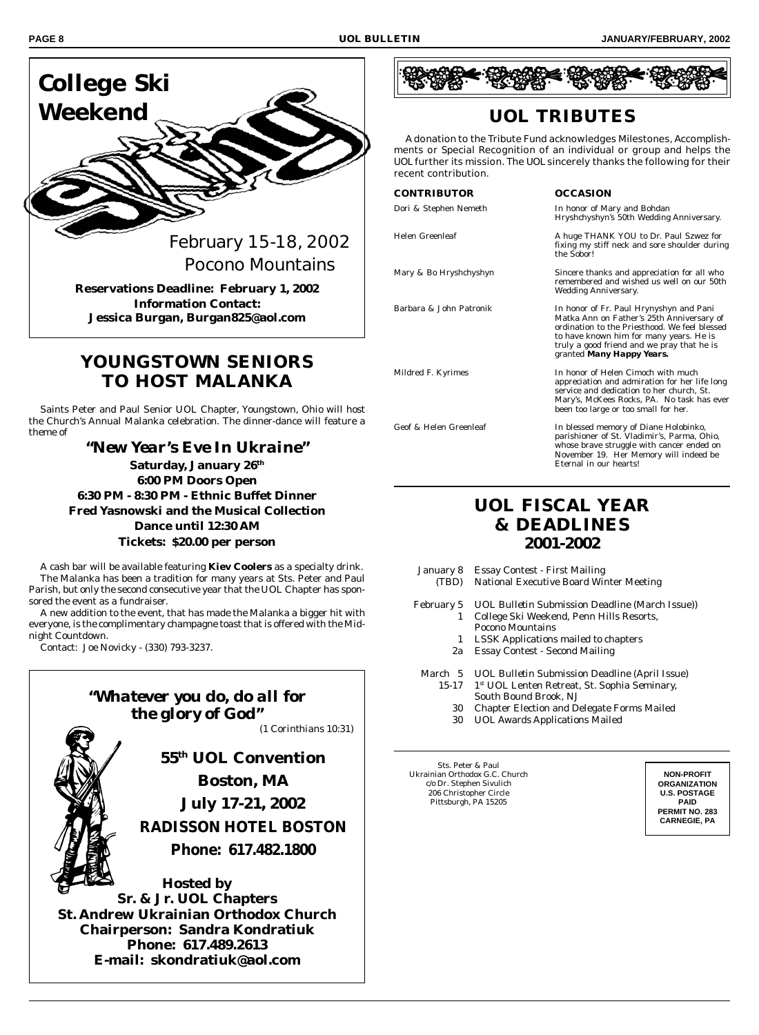# College Ski Weekend

February 15-18, 2002

Pocono Mountains

**Reservations Deadline: February 1, 2002**
**Information Contact:**
**Jessica Burgan, Burgan825@aol.com**

## YOUNGSTOWN SENIORS TO HOST MALANKA

Saints Peter and Paul Senior UOL Chapter, Youngstown, Ohio will host the Church's Annual Malanka celebration. The dinner-dance will feature a theme of

### "New Year's Eve In Ukraine"

**Saturday, January 26th**
**6:00 PM Doors Open**
**6:30 PM - 8:30 PM - Ethnic Buffet Dinner**
**Fred Yasnowski and the Musical Collection**
**Dance until 12:30 AM**
**Tickets: $20.00 per person**

A cash bar will be available featuring **Kiev Coolers** as a specialty drink.

The Malanka has been a tradition for many years at Sts. Peter and Paul Parish, but only the second consecutive year that the UOL Chapter has sponsored the event as a fundraiser.

A new addition to the event, that has made the Malanka a bigger hit with everyone, is the complimentary champagne toast that is offered with the Midnight Countdown.

Contact: Joe Novicky - (330) 793-3237.

**"Whatever you do, do all for the glory of God"**

(1 Corinthians 10:31)

**55th UOL Convention**
**Boston, MA**
**July 17-21, 2002**
**RADISSON HOTEL BOSTON**
**Phone: 617.482.1800**

**Hosted by**
**Sr. & Jr. UOL Chapters**
**St. Andrew Ukrainian Orthodox Church**
**Chairperson: Sandra Kondratiuk**
**Phone: 617.489.2613**
**E-mail: skondratiuk@aol.com**

## UOL TRIBUTES

A donation to the Tribute Fund acknowledges Milestones, Accomplishments or Special Recognition of an individual or group and helps the UOL further its mission. The UOL sincerely thanks the following for their recent contribution.

| CONTRIBUTOR | OCCASION |
|---|---|
| Dori & Stephen Nemeth | In honor of Mary and Bohdan Hryshchyshyn's 50th Wedding Anniversary. |
| Helen Greenleaf | A huge THANK YOU to Dr. Paul Szwez for fixing my stiff neck and sore shoulder during the Sobor! |
| Mary & Bo Hryshchyshyn | Sincere thanks and appreciation for all who remembered and wished us well on our 50th Wedding Anniversary. |
| Barbara & John Patronik | In honor of Fr. Paul Hrynyshyn and Pani Matka Ann on Father's 25th Anniversary of ordination to the Priesthood. We feel blessed to have known him for many years. He is truly a good friend and we pray that he is granted **Many Happy Years.** |
| Mildred F. Kyrimes | In honor of Helen Cimoch with much appreciation and admiration for her life long service and dedication to her church, St. Mary's, McKees Rocks, PA. No task has ever been too large or too small for her. |
| Geof & Helen Greenleaf | In blessed memory of Diane Holobinko, parishioner of St. Vladimir's, Parma, Ohio, whose brave struggle with cancer ended on November 19. Her Memory will indeed be Eternal in our hearts! |

## UOL FISCAL YEAR & DEADLINES
### 2001-2002

| | |
|---|---|
| January 8 | Essay Contest - First Mailing |
| (TBD) | National Executive Board Winter Meeting |
| February 5 | UOL Bulletin Submission Deadline (March Issue)) |
| 1 | College Ski Weekend, Penn Hills Resorts, Pocono Mountains |
| 1 | LSSK Applications mailed to chapters |
| 2a | Essay Contest - Second Mailing |
| March 5 | UOL Bulletin Submission Deadline (April Issue) |
| 15-17 | 1st UOL Lenten Retreat, St. Sophia Seminary, South Bound Brook, NJ |
| 30 | Chapter Election and Delegate Forms Mailed |
| 30 | UOL Awards Applications Mailed |

Sts. Peter & Paul
Ukrainian Orthodox G.C. Church
c/o Dr. Stephen Sivulich
206 Christopher Circle
Pittsburgh, PA 15205

NON-PROFIT ORGANIZATION
U.S. POSTAGE PAID
PERMIT NO. 283
CARNEGIE, PA